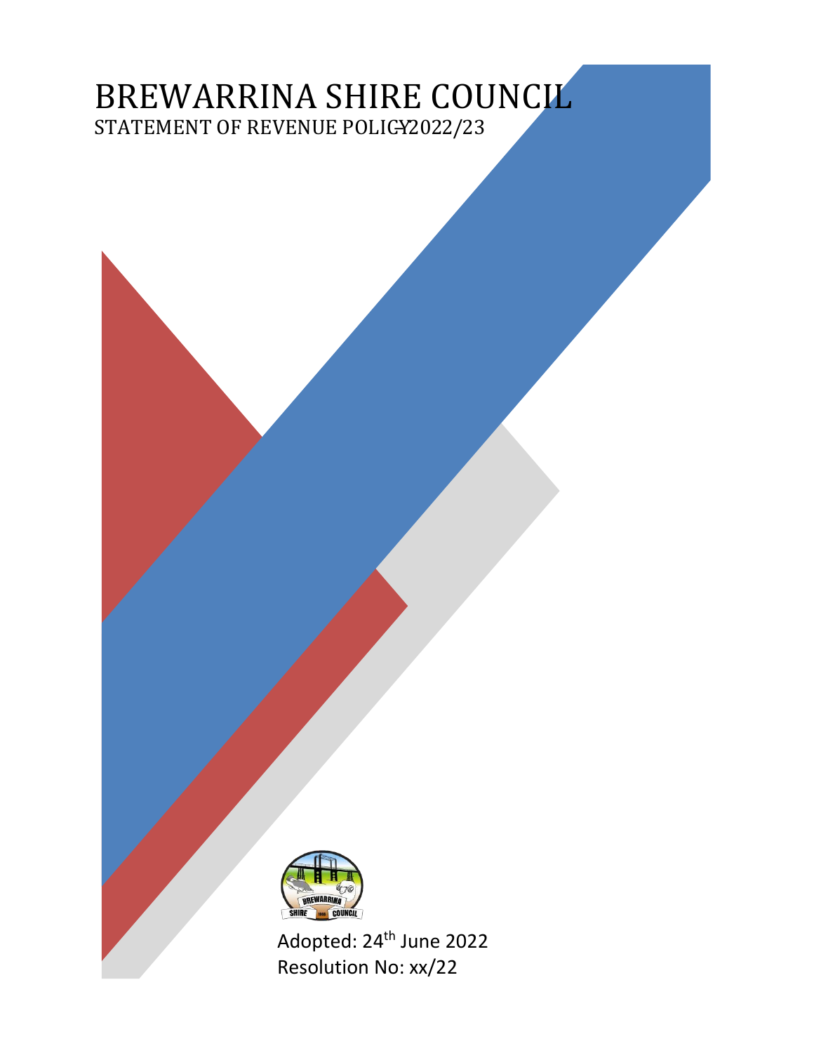# BREWARRINA SHIRE COUNCIL

## STATEMENT OF REVENUE POLICY 2022/23

Adopted: 24th June 2022

Resolution No: xx/22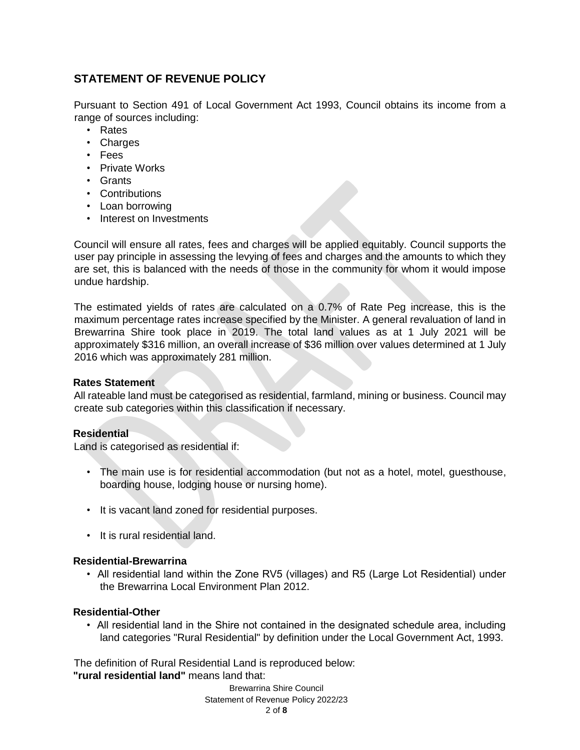## STATEMENT OF REVENUE POLICY

Pursuant to Section 491 of Local Government Act 1993, Council obtains its income from a range of sources including:

- Rates
- Charges
- Fees
- Private Works
- Grants
- Contributions
- Loan borrowing
- Interest on Investments

Council will ensure all rates, fees and charges will be applied equitably. Council supports the user pay principle in assessing the levying of fees and charges and the amounts to which they are set, this is balanced with the needs of those in the community for whom it would impose undue hardship.

The estimated yields of rates are calculated on a 0.7% of Rate Peg increase, this is the maximum percentage rates increase specified by the Minister. A general revaluation of land in Brewarrina Shire took place in 2019. The total land values as at 1 July 2021 will be approximately $316 million, an overall increase of $36 million over values determined at 1 July 2016 which was approximately 281 million.

### Rates Statement

All rateable land must be categorised as residential, farmland, mining or business. Council may create sub categories within this classification if necessary.

### Residential

Land is categorised as residential if:

- The main use is for residential accommodation (but not as a hotel, motel, guesthouse, boarding house, lodging house or nursing home).
- It is vacant land zoned for residential purposes.
- It is rural residential land.

### Residential-Brewarrina

- All residential land within the Zone RV5 (villages) and R5 (Large Lot Residential) under the Brewarrina Local Environment Plan 2012.

### Residential-Other

- All residential land in the Shire not contained in the designated schedule area, including land categories "Rural Residential" by definition under the Local Government Act, 1993.

The definition of Rural Residential Land is reproduced below:

**"rural residential land"** means land that: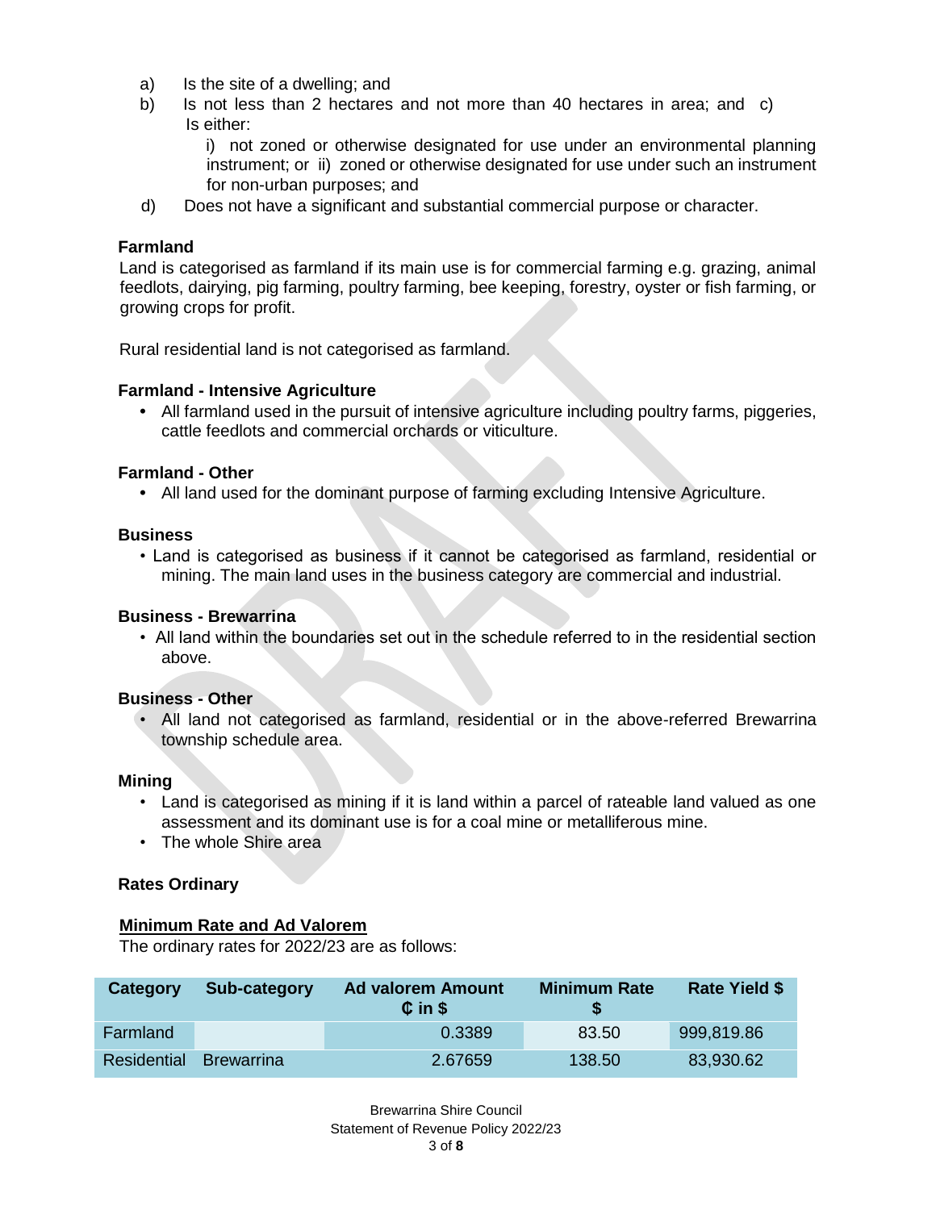a) Is the site of a dwelling; and
b) Is not less than 2 hectares and not more than 40 hectares in area; and c) Is either:
   i) not zoned or otherwise designated for use under an environmental planning instrument; or ii) zoned or otherwise designated for use under such an instrument for non-urban purposes; and
d) Does not have a significant and substantial commercial purpose or character.

**Farmland**

Land is categorised as farmland if its main use is for commercial farming e.g. grazing, animal feedlots, dairying, pig farming, poultry farming, bee keeping, forestry, oyster or fish farming, or growing crops for profit.

Rural residential land is not categorised as farmland.

**Farmland - Intensive Agriculture**

- All farmland used in the pursuit of intensive agriculture including poultry farms, piggeries, cattle feedlots and commercial orchards or viticulture.

**Farmland - Other**

- All land used for the dominant purpose of farming excluding Intensive Agriculture.

**Business**

- Land is categorised as business if it cannot be categorised as farmland, residential or mining. The main land uses in the business category are commercial and industrial.

**Business - Brewarrina**

- All land within the boundaries set out in the schedule referred to in the residential section above.

**Business - Other**

- All land not categorised as farmland, residential or in the above-referred Brewarrina township schedule area.

**Mining**

- Land is categorised as mining if it is land within a parcel of rateable land valued as one assessment and its dominant use is for a coal mine or metalliferous mine.
- The whole Shire area

**Rates Ordinary**

**Minimum Rate and Ad Valorem**

The ordinary rates for 2022/23 are as follows:

| Category | Sub-category | Ad valorem Amount ₵ in $ | Minimum Rate $ | Rate Yield $ |
|---|---|---|---|---|
| Farmland | | 0.3389 | 83.50 | 999,819.86 |
| Residential | Brewarrina | 2.67659 | 138.50 | 83,930.62 |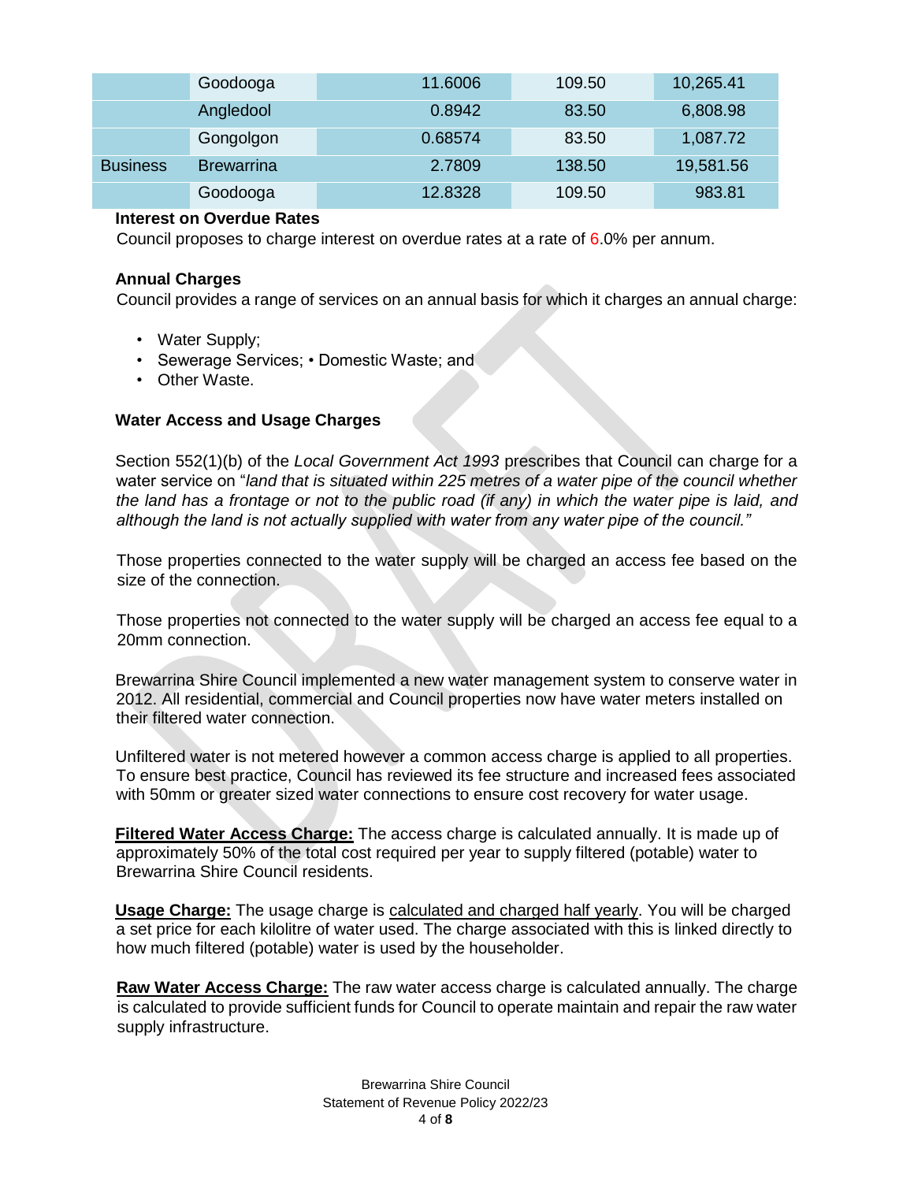| | | | | |
|---|---|---|---|---|
| | Goodooga | 11.6006 | 109.50 | 10,265.41 |
| | Angledool | 0.8942 | 83.50 | 6,808.98 |
| | Gongolgon | 0.68574 | 83.50 | 1,087.72 |
| Business | Brewarrina | 2.7809 | 138.50 | 19,581.56 |
| | Goodooga | 12.8328 | 109.50 | 983.81 |

**Interest on Overdue Rates**

Council proposes to charge interest on overdue rates at a rate of 6.0% per annum.

**Annual Charges**

Council provides a range of services on an annual basis for which it charges an annual charge:

- Water Supply;
- Sewerage Services; • Domestic Waste; and
- Other Waste.

**Water Access and Usage Charges**

Section 552(1)(b) of the *Local Government Act 1993* prescribes that Council can charge for a water service on "*land that is situated within 225 metres of a water pipe of the council whether the land has a frontage or not to the public road (if any) in which the water pipe is laid, and although the land is not actually supplied with water from any water pipe of the council.*"

Those properties connected to the water supply will be charged an access fee based on the size of the connection.

Those properties not connected to the water supply will be charged an access fee equal to a 20mm connection.

Brewarrina Shire Council implemented a new water management system to conserve water in 2012. All residential, commercial and Council properties now have water meters installed on their filtered water connection.

Unfiltered water is not metered however a common access charge is applied to all properties. To ensure best practice, Council has reviewed its fee structure and increased fees associated with 50mm or greater sized water connections to ensure cost recovery for water usage.

**Filtered Water Access Charge:** The access charge is calculated annually. It is made up of approximately 50% of the total cost required per year to supply filtered (potable) water to Brewarrina Shire Council residents.

**Usage Charge:** The usage charge is calculated and charged half yearly. You will be charged a set price for each kilolitre of water used. The charge associated with this is linked directly to how much filtered (potable) water is used by the householder.

**Raw Water Access Charge:** The raw water access charge is calculated annually. The charge is calculated to provide sufficient funds for Council to operate maintain and repair the raw water supply infrastructure.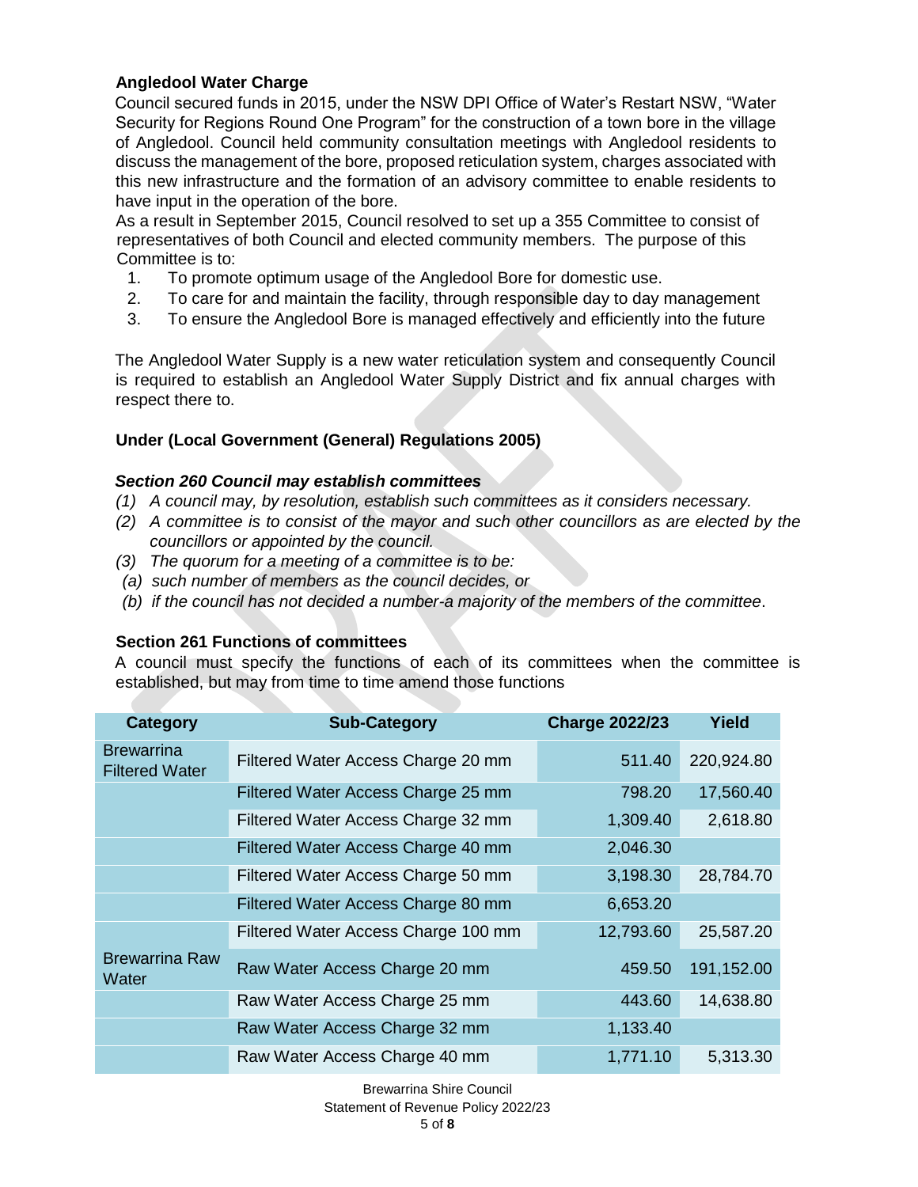**Angledool Water Charge**

Council secured funds in 2015, under the NSW DPI Office of Water's Restart NSW, "Water Security for Regions Round One Program" for the construction of a town bore in the village of Angledool. Council held community consultation meetings with Angledool residents to discuss the management of the bore, proposed reticulation system, charges associated with this new infrastructure and the formation of an advisory committee to enable residents to have input in the operation of the bore.

As a result in September 2015, Council resolved to set up a 355 Committee to consist of representatives of both Council and elected community members. The purpose of this Committee is to:

1. To promote optimum usage of the Angledool Bore for domestic use.
2. To care for and maintain the facility, through responsible day to day management
3. To ensure the Angledool Bore is managed effectively and efficiently into the future

The Angledool Water Supply is a new water reticulation system and consequently Council is required to establish an Angledool Water Supply District and fix annual charges with respect there to.

**Under (Local Government (General) Regulations 2005)**

***Section 260 Council may establish committees***

*(1) A council may, by resolution, establish such committees as it considers necessary.*
*(2) A committee is to consist of the mayor and such other councillors as are elected by the councillors or appointed by the council.*
*(3) The quorum for a meeting of a committee is to be:*
*(a) such number of members as the council decides, or*
*(b) if the council has not decided a number-a majority of the members of the committee.*

**Section 261 Functions of committees**

A council must specify the functions of each of its committees when the committee is established, but may from time to time amend those functions

| Category | Sub-Category | Charge 2022/23 | Yield |
|---|---|---|---|
| Brewarrina Filtered Water | Filtered Water Access Charge 20 mm | 511.40 | 220,924.80 |
| | Filtered Water Access Charge 25 mm | 798.20 | 17,560.40 |
| | Filtered Water Access Charge 32 mm | 1,309.40 | 2,618.80 |
| | Filtered Water Access Charge 40 mm | 2,046.30 | |
| | Filtered Water Access Charge 50 mm | 3,198.30 | 28,784.70 |
| | Filtered Water Access Charge 80 mm | 6,653.20 | |
| | Filtered Water Access Charge 100 mm | 12,793.60 | 25,587.20 |
| Brewarrina Raw Water | Raw Water Access Charge 20 mm | 459.50 | 191,152.00 |
| | Raw Water Access Charge 25 mm | 443.60 | 14,638.80 |
| | Raw Water Access Charge 32 mm | 1,133.40 | |
| | Raw Water Access Charge 40 mm | 1,771.10 | 5,313.30 |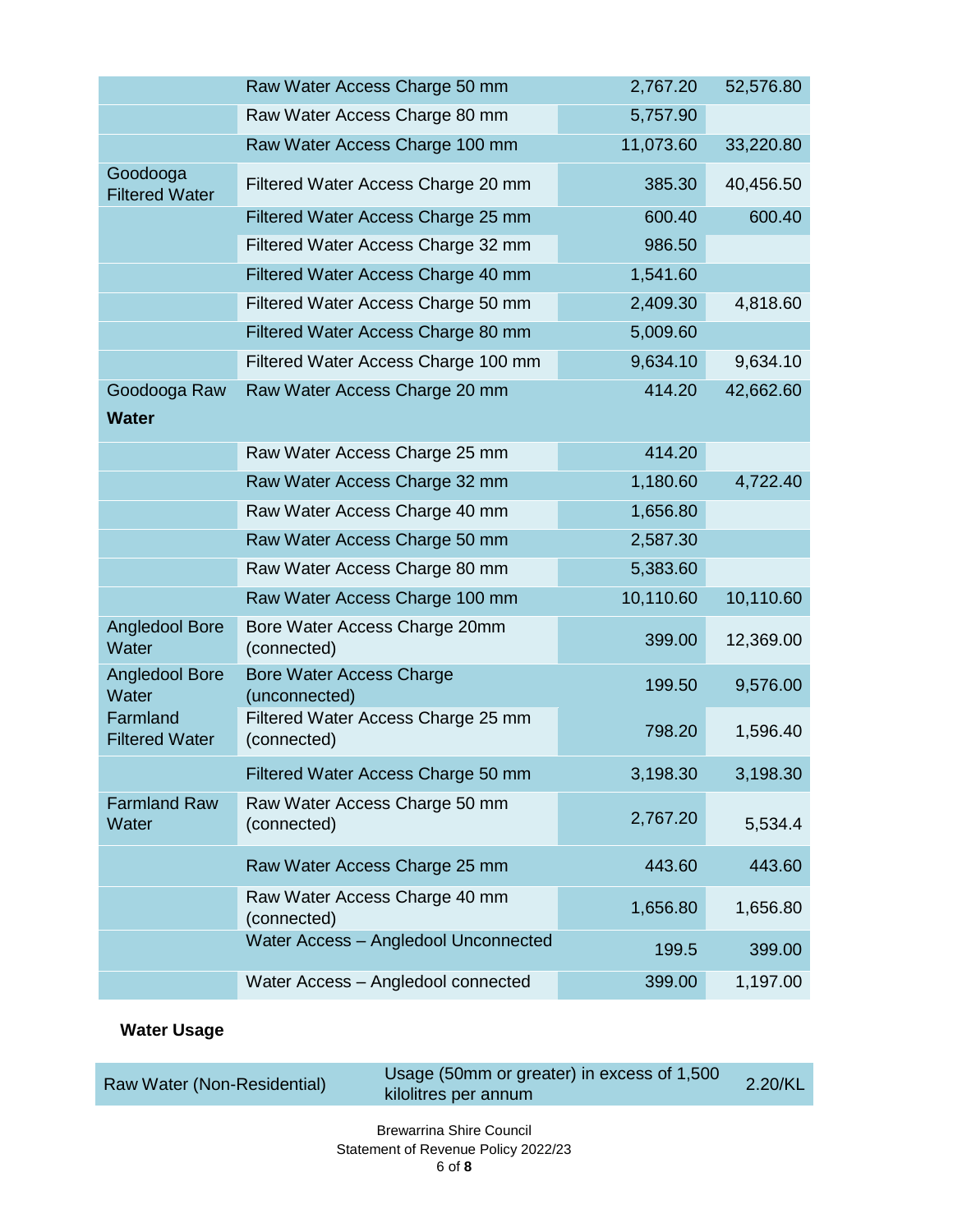| | | | |
|---|---|---|---|
| | Raw Water Access Charge 50 mm | 2,767.20 | 52,576.80 |
| | Raw Water Access Charge 80 mm | 5,757.90 | |
| | Raw Water Access Charge 100 mm | 11,073.60 | 33,220.80 |
| Goodooga Filtered Water | Filtered Water Access Charge 20 mm | 385.30 | 40,456.50 |
| | Filtered Water Access Charge 25 mm | 600.40 | 600.40 |
| | Filtered Water Access Charge 32 mm | 986.50 | |
| | Filtered Water Access Charge 40 mm | 1,541.60 | |
| | Filtered Water Access Charge 50 mm | 2,409.30 | 4,818.60 |
| | Filtered Water Access Charge 80 mm | 5,009.60 | |
| | Filtered Water Access Charge 100 mm | 9,634.10 | 9,634.10 |
| Goodooga Raw **Water** | Raw Water Access Charge 20 mm | 414.20 | 42,662.60 |
| | Raw Water Access Charge 25 mm | 414.20 | |
| | Raw Water Access Charge 32 mm | 1,180.60 | 4,722.40 |
| | Raw Water Access Charge 40 mm | 1,656.80 | |
| | Raw Water Access Charge 50 mm | 2,587.30 | |
| | Raw Water Access Charge 80 mm | 5,383.60 | |
| | Raw Water Access Charge 100 mm | 10,110.60 | 10,110.60 |
| Angledool Bore Water | Bore Water Access Charge 20mm (connected) | 399.00 | 12,369.00 |
| Angledool Bore Water | Bore Water Access Charge (unconnected) | 199.50 | 9,576.00 |
| Farmland Filtered Water | Filtered Water Access Charge 25 mm (connected) | 798.20 | 1,596.40 |
| | Filtered Water Access Charge 50 mm | 3,198.30 | 3,198.30 |
| Farmland Raw Water | Raw Water Access Charge 50 mm (connected) | 2,767.20 | 5,534.4 |
| | Raw Water Access Charge 25 mm | 443.60 | 443.60 |
| | Raw Water Access Charge 40 mm (connected) | 1,656.80 | 1,656.80 |
| | Water Access – Angledool Unconnected | 199.5 | 399.00 |
| | Water Access – Angledool connected | 399.00 | 1,197.00 |

**Water Usage**

| | | |
|---|---|---|
| Raw Water (Non-Residential) | Usage (50mm or greater) in excess of 1,500 kilolitres per annum | 2.20/KL |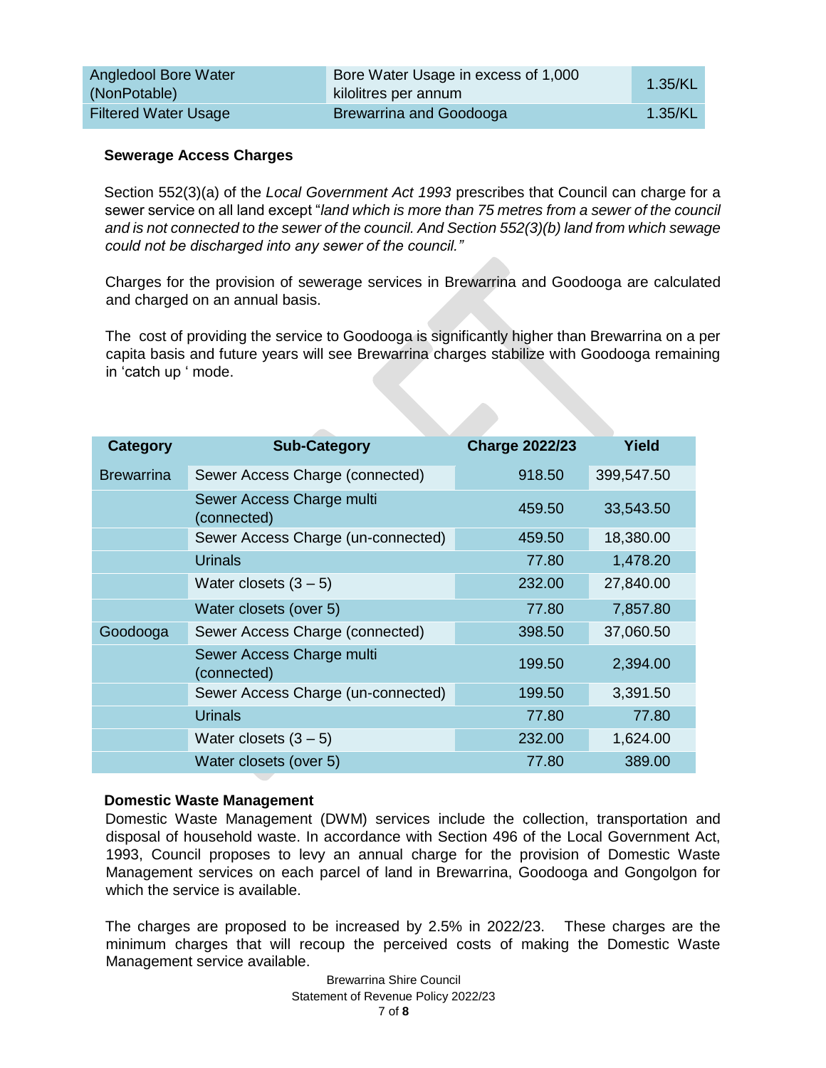| Angledool Bore Water (NonPotable) | Bore Water Usage in excess of 1,000 kilolitres per annum | 1.35/KL |
| --- | --- | --- |
| Filtered Water Usage | Brewarrina and Goodooga | 1.35/KL |

**Sewerage Access Charges**

Section 552(3)(a) of the *Local Government Act 1993* prescribes that Council can charge for a sewer service on all land except "*land which is more than 75 metres from a sewer of the council and is not connected to the sewer of the council. And Section 552(3)(b) land from which sewage could not be discharged into any sewer of the council."*

Charges for the provision of sewerage services in Brewarrina and Goodooga are calculated and charged on an annual basis.

The cost of providing the service to Goodooga is significantly higher than Brewarrina on a per capita basis and future years will see Brewarrina charges stabilize with Goodooga remaining in 'catch up ' mode.

| Category | Sub-Category | Charge 2022/23 | Yield |
| --- | --- | --- | --- |
| Brewarrina | Sewer Access Charge (connected) | 918.50 | 399,547.50 |
| | Sewer Access Charge multi (connected) | 459.50 | 33,543.50 |
| | Sewer Access Charge (un-connected) | 459.50 | 18,380.00 |
| | Urinals | 77.80 | 1,478.20 |
| | Water closets (3 – 5) | 232.00 | 27,840.00 |
| | Water closets (over 5) | 77.80 | 7,857.80 |
| Goodooga | Sewer Access Charge (connected) | 398.50 | 37,060.50 |
| | Sewer Access Charge multi (connected) | 199.50 | 2,394.00 |
| | Sewer Access Charge (un-connected) | 199.50 | 3,391.50 |
| | Urinals | 77.80 | 77.80 |
| | Water closets (3 – 5) | 232.00 | 1,624.00 |
| | Water closets (over 5) | 77.80 | 389.00 |

**Domestic Waste Management**

Domestic Waste Management (DWM) services include the collection, transportation and disposal of household waste. In accordance with Section 496 of the Local Government Act, 1993, Council proposes to levy an annual charge for the provision of Domestic Waste Management services on each parcel of land in Brewarrina, Goodooga and Gongolgon for which the service is available.

The charges are proposed to be increased by 2.5% in 2022/23. These charges are the minimum charges that will recoup the perceived costs of making the Domestic Waste Management service available.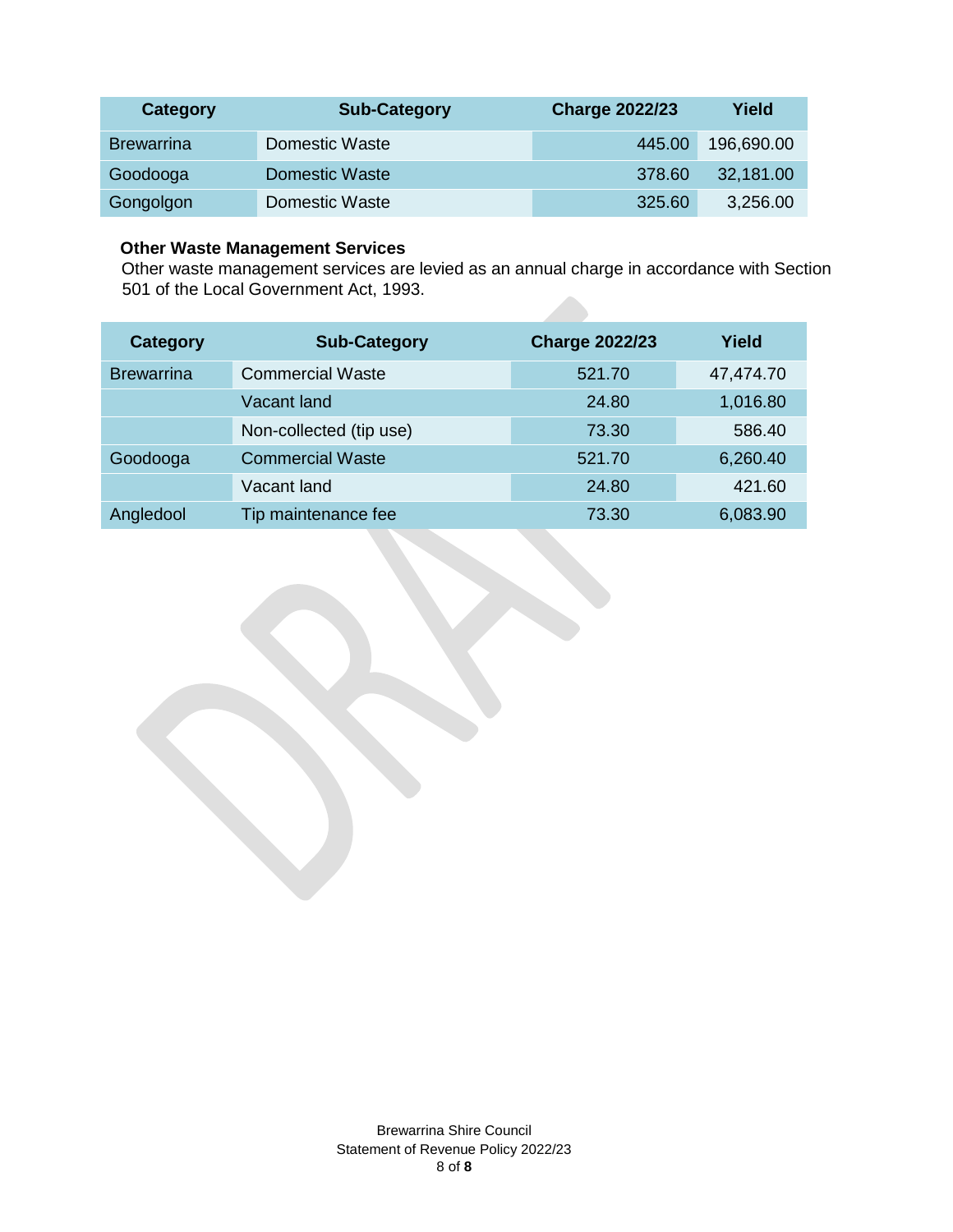| Category | Sub-Category | Charge 2022/23 | Yield |
|---|---|---|---|
| Brewarrina | Domestic Waste | 445.00 | 196,690.00 |
| Goodooga | Domestic Waste | 378.60 | 32,181.00 |
| Gongolgon | Domestic Waste | 325.60 | 3,256.00 |

**Other Waste Management Services**

Other waste management services are levied as an annual charge in accordance with Section 501 of the Local Government Act, 1993.

| Category | Sub-Category | Charge 2022/23 | Yield |
|---|---|---|---|
| Brewarrina | Commercial Waste | 521.70 | 47,474.70 |
| | Vacant land | 24.80 | 1,016.80 |
| | Non-collected (tip use) | 73.30 | 586.40 |
| Goodooga | Commercial Waste | 521.70 | 6,260.40 |
| | Vacant land | 24.80 | 421.60 |
| Angledool | Tip maintenance fee | 73.30 | 6,083.90 |